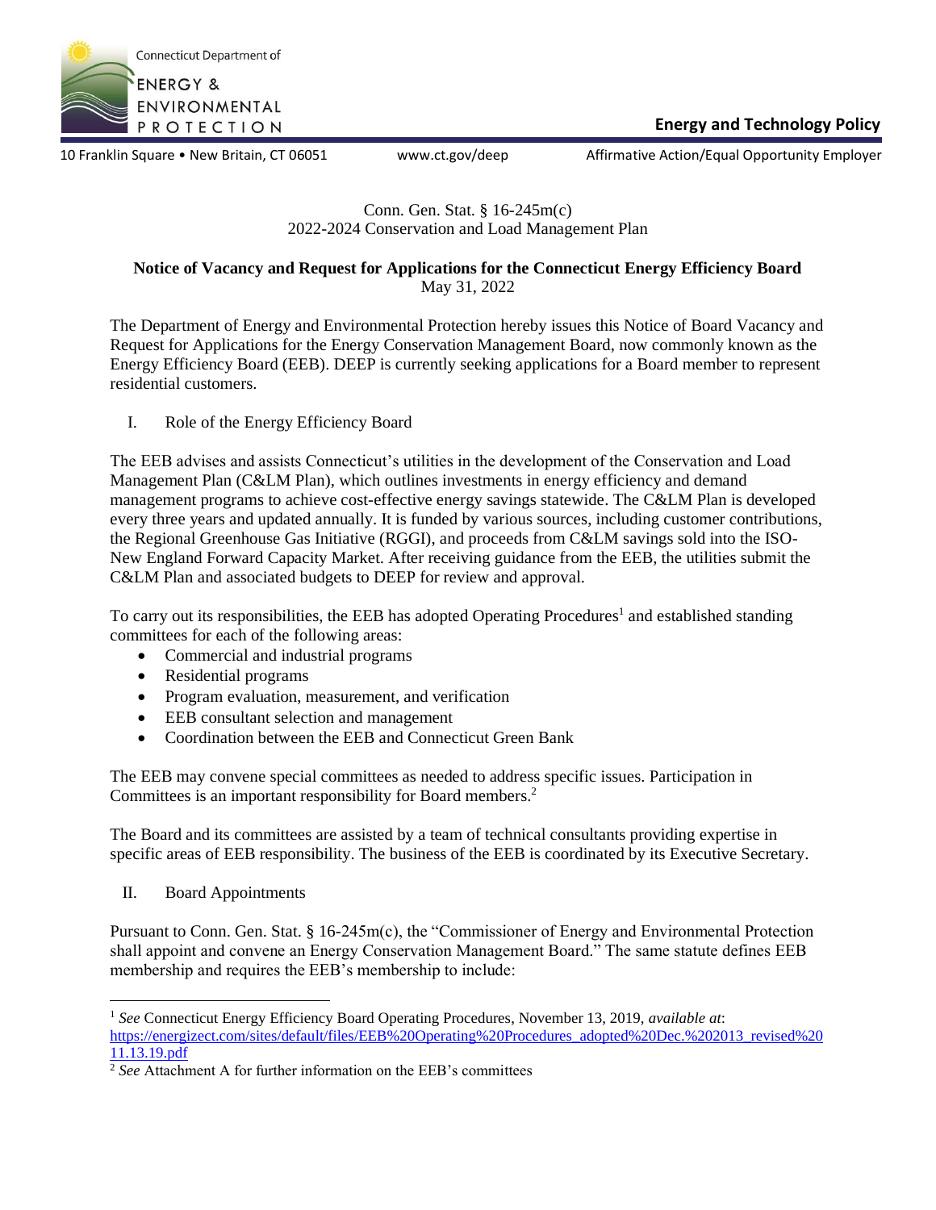Connecticut Department of
ENERGY & ENVIRONMENTAL PROTECTION

**Energy and Technology Policy**

10 Franklin Square • New Britain, CT 06051 www.ct.gov/deep Affirmative Action/Equal Opportunity Employer

Conn. Gen. Stat. § 16-245m(c)
2022-2024 Conservation and Load Management Plan

**Notice of Vacancy and Request for Applications for the Connecticut Energy Efficiency Board**
May 31, 2022

The Department of Energy and Environmental Protection hereby issues this Notice of Board Vacancy and Request for Applications for the Energy Conservation Management Board, now commonly known as the Energy Efficiency Board (EEB). DEEP is currently seeking applications for a Board member to represent residential customers.

## I. Role of the Energy Efficiency Board

The EEB advises and assists Connecticut's utilities in the development of the Conservation and Load Management Plan (C&LM Plan), which outlines investments in energy efficiency and demand management programs to achieve cost-effective energy savings statewide. The C&LM Plan is developed every three years and updated annually. It is funded by various sources, including customer contributions, the Regional Greenhouse Gas Initiative (RGGI), and proceeds from C&LM savings sold into the ISO-New England Forward Capacity Market. After receiving guidance from the EEB, the utilities submit the C&LM Plan and associated budgets to DEEP for review and approval.

To carry out its responsibilities, the EEB has adopted Operating Procedures[1] and established standing committees for each of the following areas:

- Commercial and industrial programs
- Residential programs
- Program evaluation, measurement, and verification
- EEB consultant selection and management
- Coordination between the EEB and Connecticut Green Bank

The EEB may convene special committees as needed to address specific issues. Participation in Committees is an important responsibility for Board members.[2]

The Board and its committees are assisted by a team of technical consultants providing expertise in specific areas of EEB responsibility. The business of the EEB is coordinated by its Executive Secretary.

## II. Board Appointments

Pursuant to Conn. Gen. Stat. § 16-245m(c), the "Commissioner of Energy and Environmental Protection shall appoint and convene an Energy Conservation Management Board." The same statute defines EEB membership and requires the EEB's membership to include:

---

[1] *See* Connecticut Energy Efficiency Board Operating Procedures, November 13, 2019, *available at*: https://energizect.com/sites/default/files/EEB%20Operating%20Procedures_adopted%20Dec.%202013_revised%2011.13.19.pdf

[2] *See* Attachment A for further information on the EEB's committees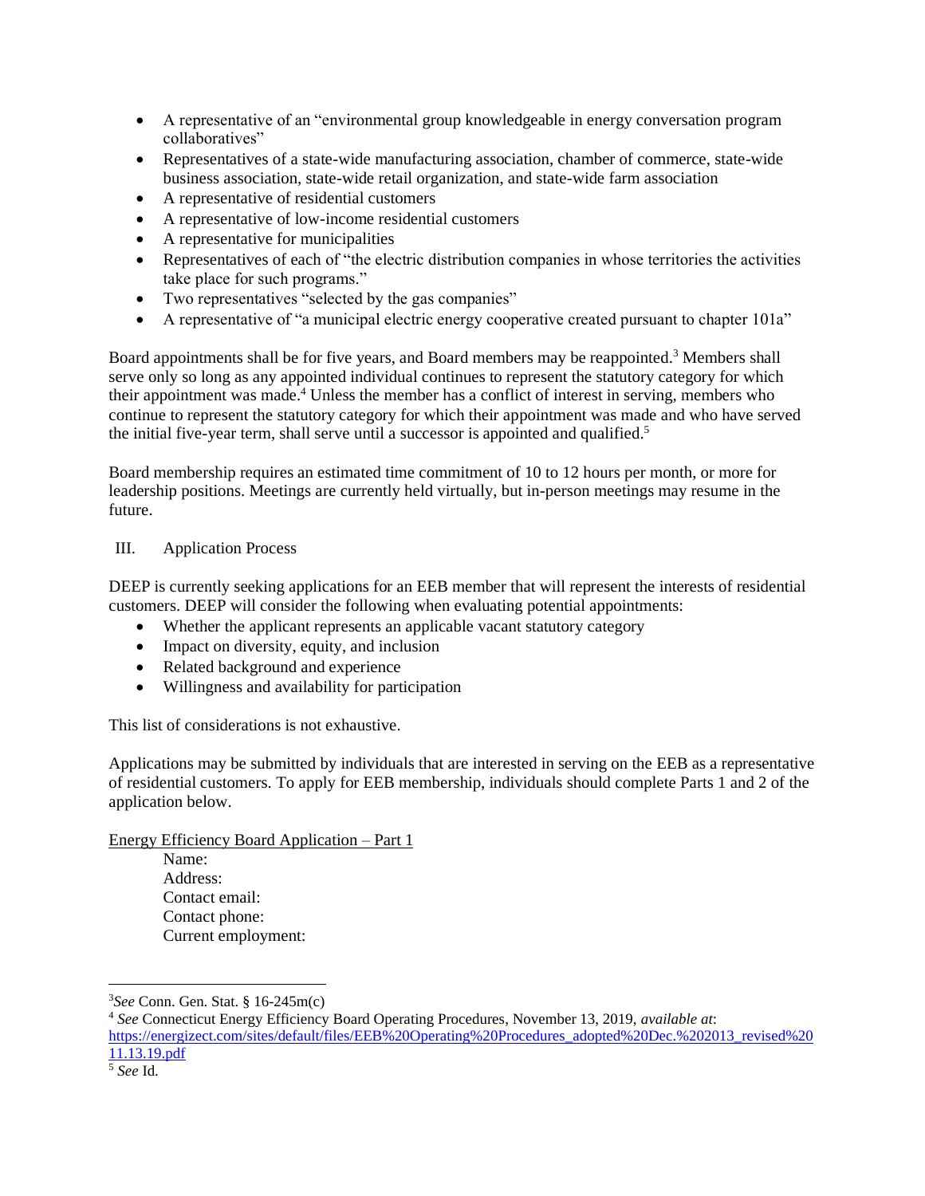- A representative of an "environmental group knowledgeable in energy conversation program collaboratives"
- Representatives of a state-wide manufacturing association, chamber of commerce, state-wide business association, state-wide retail organization, and state-wide farm association
- A representative of residential customers
- A representative of low-income residential customers
- A representative for municipalities
- Representatives of each of "the electric distribution companies in whose territories the activities take place for such programs."
- Two representatives "selected by the gas companies"
- A representative of "a municipal electric energy cooperative created pursuant to chapter 101a"

Board appointments shall be for five years, and Board members may be reappointed.[3] Members shall serve only so long as any appointed individual continues to represent the statutory category for which their appointment was made.[4] Unless the member has a conflict of interest in serving, members who continue to represent the statutory category for which their appointment was made and who have served the initial five-year term, shall serve until a successor is appointed and qualified.[5]

Board membership requires an estimated time commitment of 10 to 12 hours per month, or more for leadership positions. Meetings are currently held virtually, but in-person meetings may resume in the future.

## III. Application Process

DEEP is currently seeking applications for an EEB member that will represent the interests of residential customers. DEEP will consider the following when evaluating potential appointments:

- Whether the applicant represents an applicable vacant statutory category
- Impact on diversity, equity, and inclusion
- Related background and experience
- Willingness and availability for participation

This list of considerations is not exhaustive.

Applications may be submitted by individuals that are interested in serving on the EEB as a representative of residential customers. To apply for EEB membership, individuals should complete Parts 1 and 2 of the application below.

Energy Efficiency Board Application – Part 1

Name:
Address:
Contact email:
Contact phone:
Current employment:

---

[3] *See* Conn. Gen. Stat. § 16-245m(c)

[4] *See* Connecticut Energy Efficiency Board Operating Procedures, November 13, 2019, *available at*: https://energizect.com/sites/default/files/EEB%20Operating%20Procedures_adopted%20Dec.%2013_revised%2011.13.19.pdf

[5] *See* Id.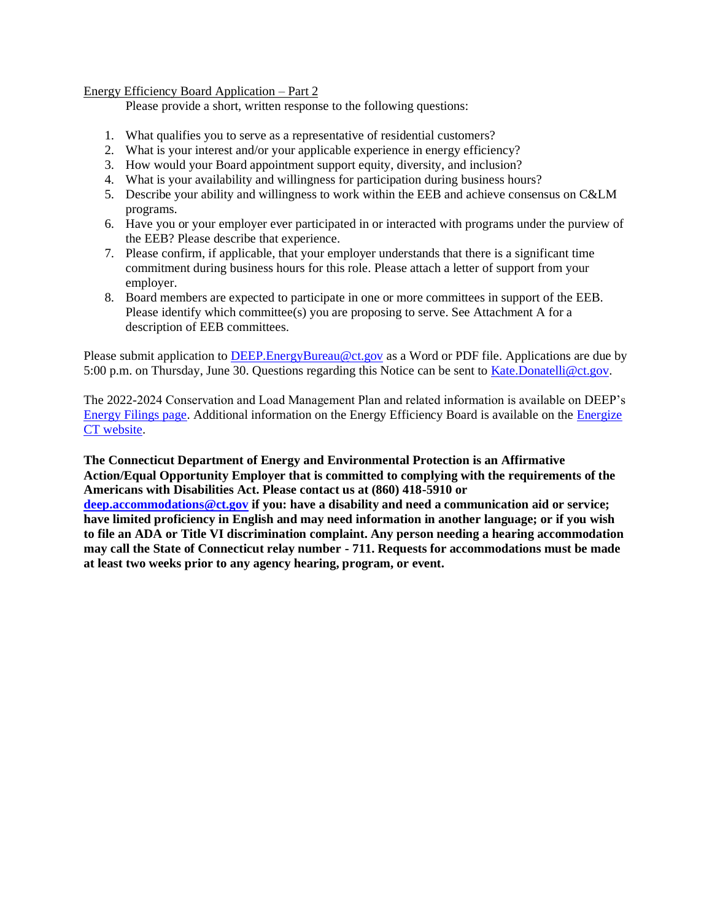Energy Efficiency Board Application – Part 2

Please provide a short, written response to the following questions:

1. What qualifies you to serve as a representative of residential customers?
2. What is your interest and/or your applicable experience in energy efficiency?
3. How would your Board appointment support equity, diversity, and inclusion?
4. What is your availability and willingness for participation during business hours?
5. Describe your ability and willingness to work within the EEB and achieve consensus on C&LM programs.
6. Have you or your employer ever participated in or interacted with programs under the purview of the EEB? Please describe that experience.
7. Please confirm, if applicable, that your employer understands that there is a significant time commitment during business hours for this role. Please attach a letter of support from your employer.
8. Board members are expected to participate in one or more committees in support of the EEB. Please identify which committee(s) you are proposing to serve. See Attachment A for a description of EEB committees.

Please submit application to DEEP.EnergyBureau@ct.gov as a Word or PDF file. Applications are due by 5:00 p.m. on Thursday, June 30. Questions regarding this Notice can be sent to Kate.Donatelli@ct.gov.

The 2022-2024 Conservation and Load Management Plan and related information is available on DEEP's Energy Filings page. Additional information on the Energy Efficiency Board is available on the Energize CT website.

**The Connecticut Department of Energy and Environmental Protection is an Affirmative Action/Equal Opportunity Employer that is committed to complying with the requirements of the Americans with Disabilities Act. Please contact us at (860) 418-5910 or deep.accommodations@ct.gov if you: have a disability and need a communication aid or service; have limited proficiency in English and may need information in another language; or if you wish to file an ADA or Title VI discrimination complaint. Any person needing a hearing accommodation may call the State of Connecticut relay number - 711. Requests for accommodations must be made at least two weeks prior to any agency hearing, program, or event.**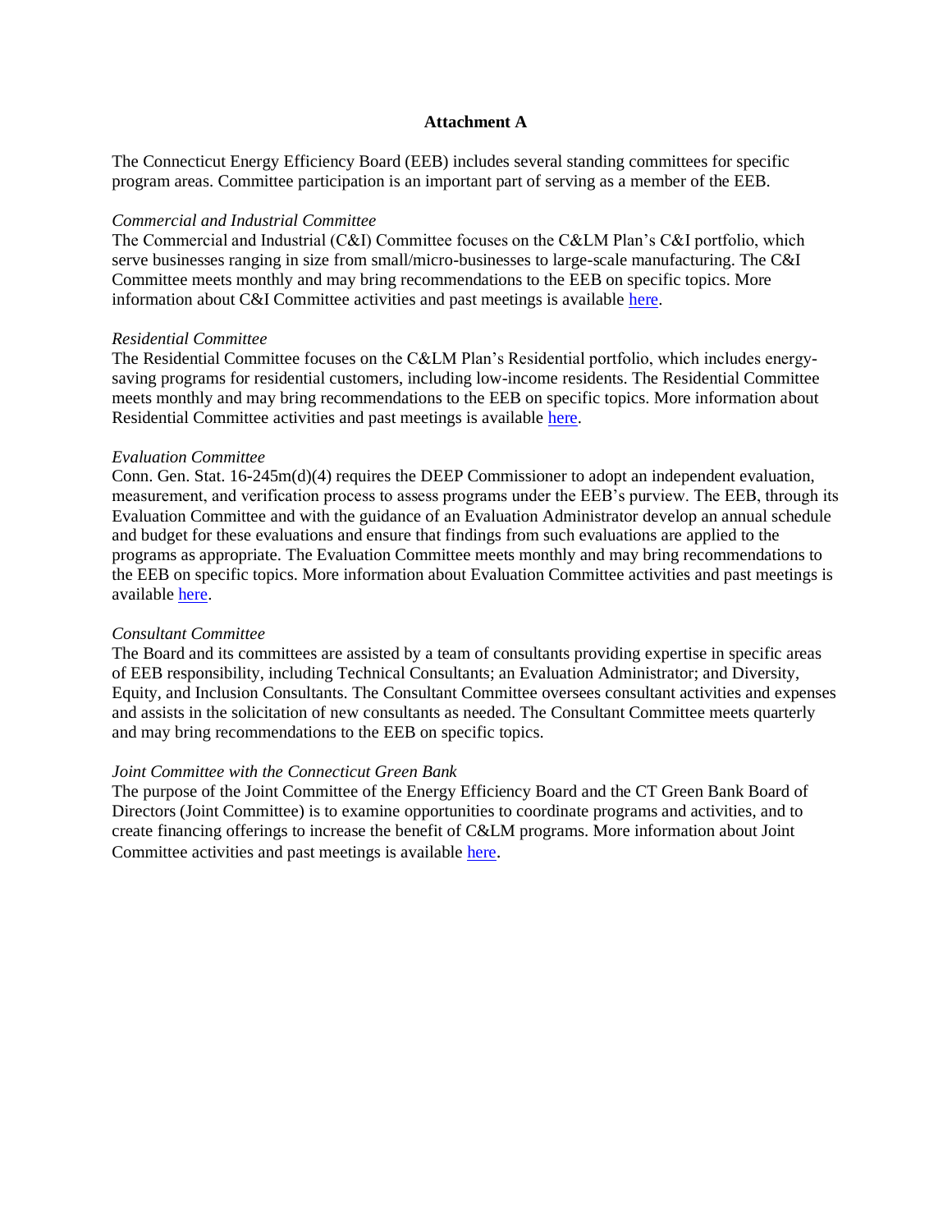## Attachment A

The Connecticut Energy Efficiency Board (EEB) includes several standing committees for specific program areas. Committee participation is an important part of serving as a member of the EEB.

*Commercial and Industrial Committee*

The Commercial and Industrial (C&I) Committee focuses on the C&LM Plan's C&I portfolio, which serve businesses ranging in size from small/micro-businesses to large-scale manufacturing. The C&I Committee meets monthly and may bring recommendations to the EEB on specific topics. More information about C&I Committee activities and past meetings is available here.

*Residential Committee*

The Residential Committee focuses on the C&LM Plan's Residential portfolio, which includes energy-saving programs for residential customers, including low-income residents. The Residential Committee meets monthly and may bring recommendations to the EEB on specific topics. More information about Residential Committee activities and past meetings is available here.

*Evaluation Committee*

Conn. Gen. Stat. 16-245m(d)(4) requires the DEEP Commissioner to adopt an independent evaluation, measurement, and verification process to assess programs under the EEB's purview. The EEB, through its Evaluation Committee and with the guidance of an Evaluation Administrator develop an annual schedule and budget for these evaluations and ensure that findings from such evaluations are applied to the programs as appropriate. The Evaluation Committee meets monthly and may bring recommendations to the EEB on specific topics. More information about Evaluation Committee activities and past meetings is available here.

*Consultant Committee*

The Board and its committees are assisted by a team of consultants providing expertise in specific areas of EEB responsibility, including Technical Consultants; an Evaluation Administrator; and Diversity, Equity, and Inclusion Consultants. The Consultant Committee oversees consultant activities and expenses and assists in the solicitation of new consultants as needed. The Consultant Committee meets quarterly and may bring recommendations to the EEB on specific topics.

*Joint Committee with the Connecticut Green Bank*

The purpose of the Joint Committee of the Energy Efficiency Board and the CT Green Bank Board of Directors (Joint Committee) is to examine opportunities to coordinate programs and activities, and to create financing offerings to increase the benefit of C&LM programs. More information about Joint Committee activities and past meetings is available here.